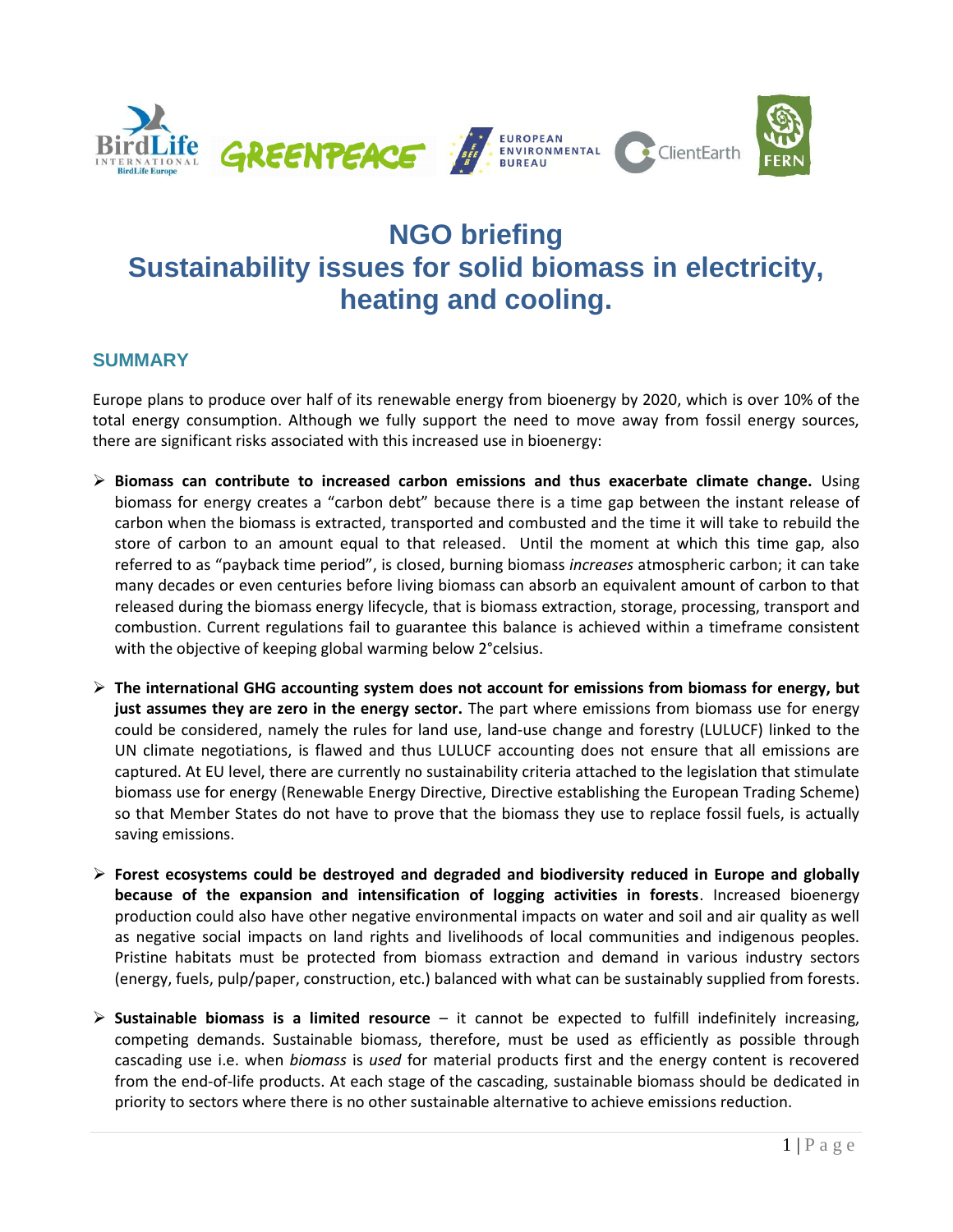# NGO briefing
# Sustainability issues for solid biomass in electricity, heating and cooling.

## SUMMARY

Europe plans to produce over half of its renewable energy from bioenergy by 2020, which is over 10% of the total energy consumption. Although we fully support the need to move away from fossil energy sources, there are significant risks associated with this increased use in bioenergy:

- **Biomass can contribute to increased carbon emissions and thus exacerbate climate change.** Using biomass for energy creates a "carbon debt" because there is a time gap between the instant release of carbon when the biomass is extracted, transported and combusted and the time it will take to rebuild the store of carbon to an amount equal to that released. Until the moment at which this time gap, also referred to as "payback time period", is closed, burning biomass *increases* atmospheric carbon; it can take many decades or even centuries before living biomass can absorb an equivalent amount of carbon to that released during the biomass energy lifecycle, that is biomass extraction, storage, processing, transport and combustion. Current regulations fail to guarantee this balance is achieved within a timeframe consistent with the objective of keeping global warming below 2°celsius.

- **The international GHG accounting system does not account for emissions from biomass for energy, but just assumes they are zero in the energy sector.** The part where emissions from biomass use for energy could be considered, namely the rules for land use, land-use change and forestry (LULUCF) linked to the UN climate negotiations, is flawed and thus LULUCF accounting does not ensure that all emissions are captured. At EU level, there are currently no sustainability criteria attached to the legislation that stimulate biomass use for energy (Renewable Energy Directive, Directive establishing the European Trading Scheme) so that Member States do not have to prove that the biomass they use to replace fossil fuels, is actually saving emissions.

- **Forest ecosystems could be destroyed and degraded and biodiversity reduced in Europe and globally because of the expansion and intensification of logging activities in forests**. Increased bioenergy production could also have other negative environmental impacts on water and soil and air quality as well as negative social impacts on land rights and livelihoods of local communities and indigenous peoples. Pristine habitats must be protected from biomass extraction and demand in various industry sectors (energy, fuels, pulp/paper, construction, etc.) balanced with what can be sustainably supplied from forests.

- **Sustainable biomass is a limited resource** – it cannot be expected to fulfill indefinitely increasing, competing demands. Sustainable biomass, therefore, must be used as efficiently as possible through cascading use i.e. when *biomass* is *used* for material products first and the energy content is recovered from the end-of-life products. At each stage of the cascading, sustainable biomass should be dedicated in priority to sectors where there is no other sustainable alternative to achieve emissions reduction.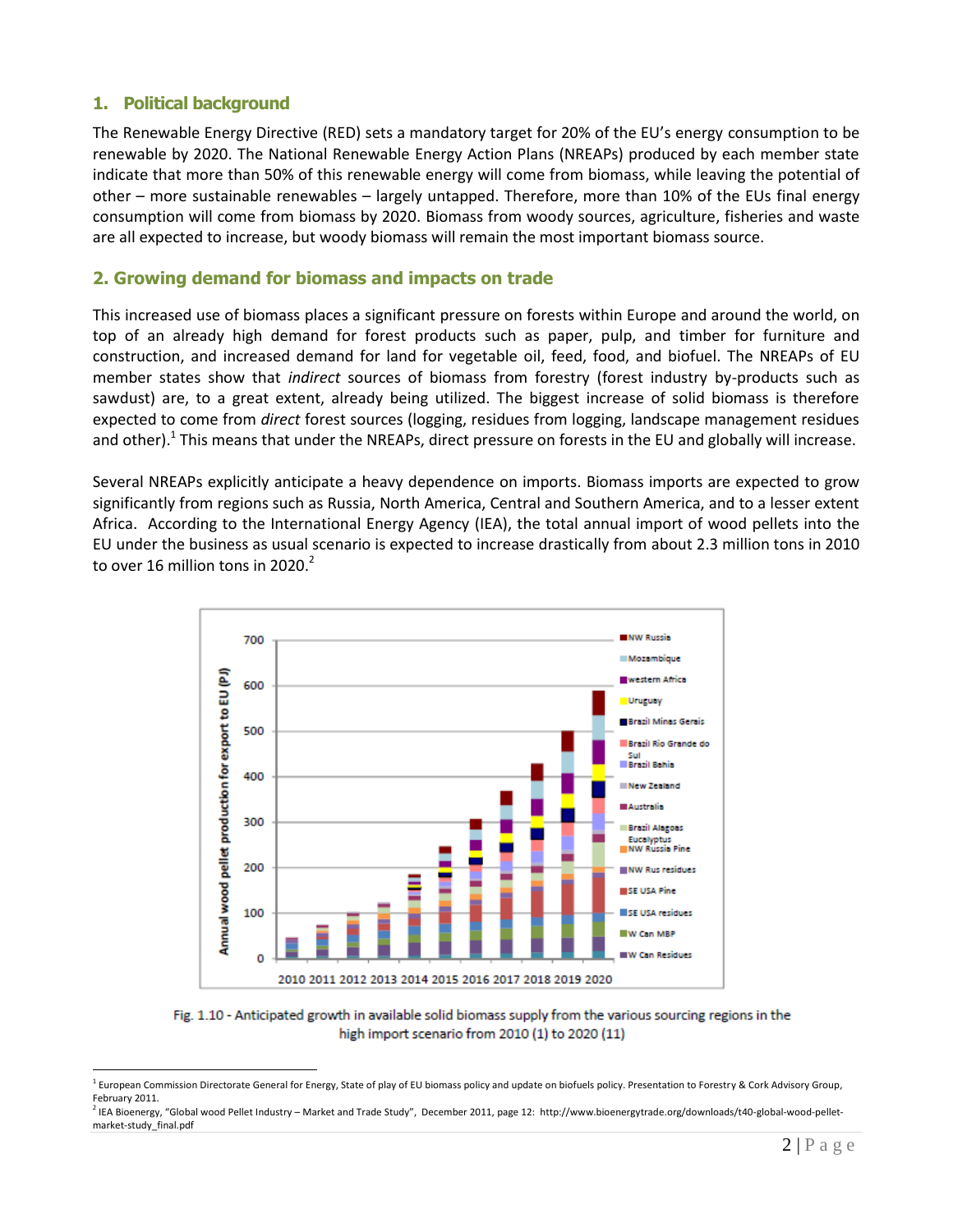## 1. Political background

The Renewable Energy Directive (RED) sets a mandatory target for 20% of the EU's energy consumption to be renewable by 2020. The National Renewable Energy Action Plans (NREAPs) produced by each member state indicate that more than 50% of this renewable energy will come from biomass, while leaving the potential of other – more sustainable renewables – largely untapped. Therefore, more than 10% of the EUs final energy consumption will come from biomass by 2020. Biomass from woody sources, agriculture, fisheries and waste are all expected to increase, but woody biomass will remain the most important biomass source.

## 2. Growing demand for biomass and impacts on trade

This increased use of biomass places a significant pressure on forests within Europe and around the world, on top of an already high demand for forest products such as paper, pulp, and timber for furniture and construction, and increased demand for land for vegetable oil, feed, food, and biofuel. The NREAPs of EU member states show that *indirect* sources of biomass from forestry (forest industry by-products such as sawdust) are, to a great extent, already being utilized. The biggest increase of solid biomass is therefore expected to come from *direct* forest sources (logging, residues from logging, landscape management residues and other).[1] This means that under the NREAPs, direct pressure on forests in the EU and globally will increase.

Several NREAPs explicitly anticipate a heavy dependence on imports. Biomass imports are expected to grow significantly from regions such as Russia, North America, Central and Southern America, and to a lesser extent Africa. According to the International Energy Agency (IEA), the total annual import of wood pellets into the EU under the business as usual scenario is expected to increase drastically from about 2.3 million tons in 2010 to over 16 million tons in 2020.[2]

Fig. 1.10 - Anticipated growth in available solid biomass supply from the various sourcing regions in the high import scenario from 2010 (1) to 2020 (11)

---

[1] European Commission Directorate General for Energy, State of play of EU biomass policy and update on biofuels policy. Presentation to Forestry & Cork Advisory Group, February 2011.

[2] IEA Bioenergy, "Global wood Pellet Industry – Market and Trade Study", December 2011, page 12: http://www.bioenergytrade.org/downloads/t40-global-wood-pellet-market-study_final.pdf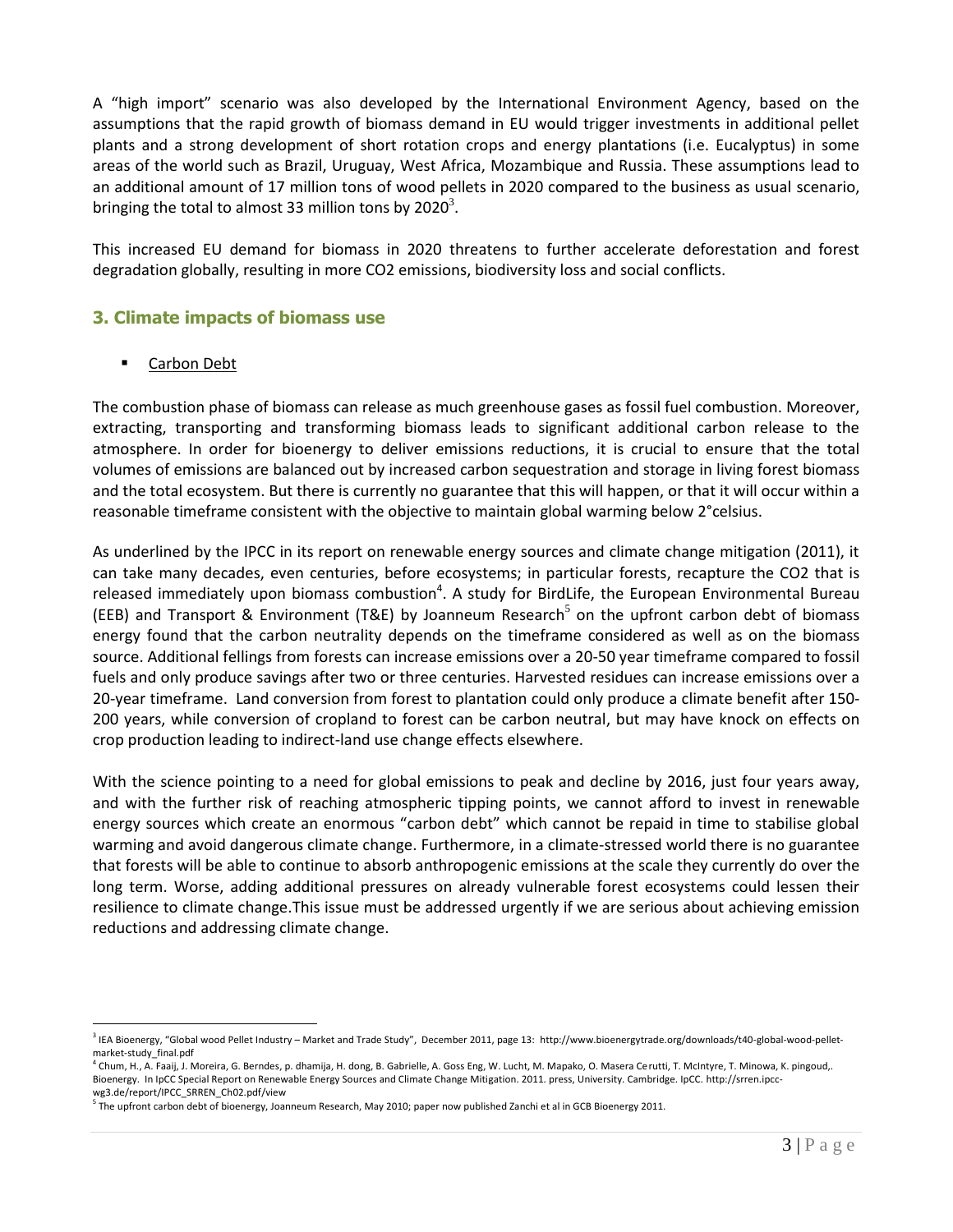A "high import" scenario was also developed by the International Environment Agency, based on the assumptions that the rapid growth of biomass demand in EU would trigger investments in additional pellet plants and a strong development of short rotation crops and energy plantations (i.e. Eucalyptus) in some areas of the world such as Brazil, Uruguay, West Africa, Mozambique and Russia. These assumptions lead to an additional amount of 17 million tons of wood pellets in 2020 compared to the business as usual scenario, bringing the total to almost 33 million tons by 2020[3].

This increased EU demand for biomass in 2020 threatens to further accelerate deforestation and forest degradation globally, resulting in more CO2 emissions, biodiversity loss and social conflicts.

## 3. Climate impacts of biomass use

- Carbon Debt

The combustion phase of biomass can release as much greenhouse gases as fossil fuel combustion. Moreover, extracting, transporting and transforming biomass leads to significant additional carbon release to the atmosphere. In order for bioenergy to deliver emissions reductions, it is crucial to ensure that the total volumes of emissions are balanced out by increased carbon sequestration and storage in living forest biomass and the total ecosystem. But there is currently no guarantee that this will happen, or that it will occur within a reasonable timeframe consistent with the objective to maintain global warming below 2°celsius.

As underlined by the IPCC in its report on renewable energy sources and climate change mitigation (2011), it can take many decades, even centuries, before ecosystems; in particular forests, recapture the CO2 that is released immediately upon biomass combustion[4]. A study for BirdLife, the European Environmental Bureau (EEB) and Transport & Environment (T&E) by Joanneum Research[5] on the upfront carbon debt of biomass energy found that the carbon neutrality depends on the timeframe considered as well as on the biomass source. Additional fellings from forests can increase emissions over a 20-50 year timeframe compared to fossil fuels and only produce savings after two or three centuries. Harvested residues can increase emissions over a 20-year timeframe. Land conversion from forest to plantation could only produce a climate benefit after 150-200 years, while conversion of cropland to forest can be carbon neutral, but may have knock on effects on crop production leading to indirect-land use change effects elsewhere.

With the science pointing to a need for global emissions to peak and decline by 2016, just four years away, and with the further risk of reaching atmospheric tipping points, we cannot afford to invest in renewable energy sources which create an enormous "carbon debt" which cannot be repaid in time to stabilise global warming and avoid dangerous climate change. Furthermore, in a climate-stressed world there is no guarantee that forests will be able to continue to absorb anthropogenic emissions at the scale they currently do over the long term. Worse, adding additional pressures on already vulnerable forest ecosystems could lessen their resilience to climate change.This issue must be addressed urgently if we are serious about achieving emission reductions and addressing climate change.

---

[3] IEA Bioenergy, "Global wood Pellet Industry – Market and Trade Study", December 2011, page 13: http://www.bioenergytrade.org/downloads/t40-global-wood-pellet-market-study_final.pdf

[4] Chum, H., A. Faaij, J. Moreira, G. Berndes, p. dhamija, H. dong, B. Gabrielle, A. Goss Eng, W. Lucht, M. Mapako, O. Masera Cerutti, T. McIntyre, T. Minowa, K. pingoud,. Bioenergy. In IpCC Special Report on Renewable Energy Sources and Climate Change Mitigation. 2011. press, University. Cambridge. IpCC. http://srren.ipcc-wg3.de/report/IPCC_SRREN_Ch02.pdf/view

[5] The upfront carbon debt of bioenergy, Joanneum Research, May 2010; paper now published Zanchi et al in GCB Bioenergy 2011.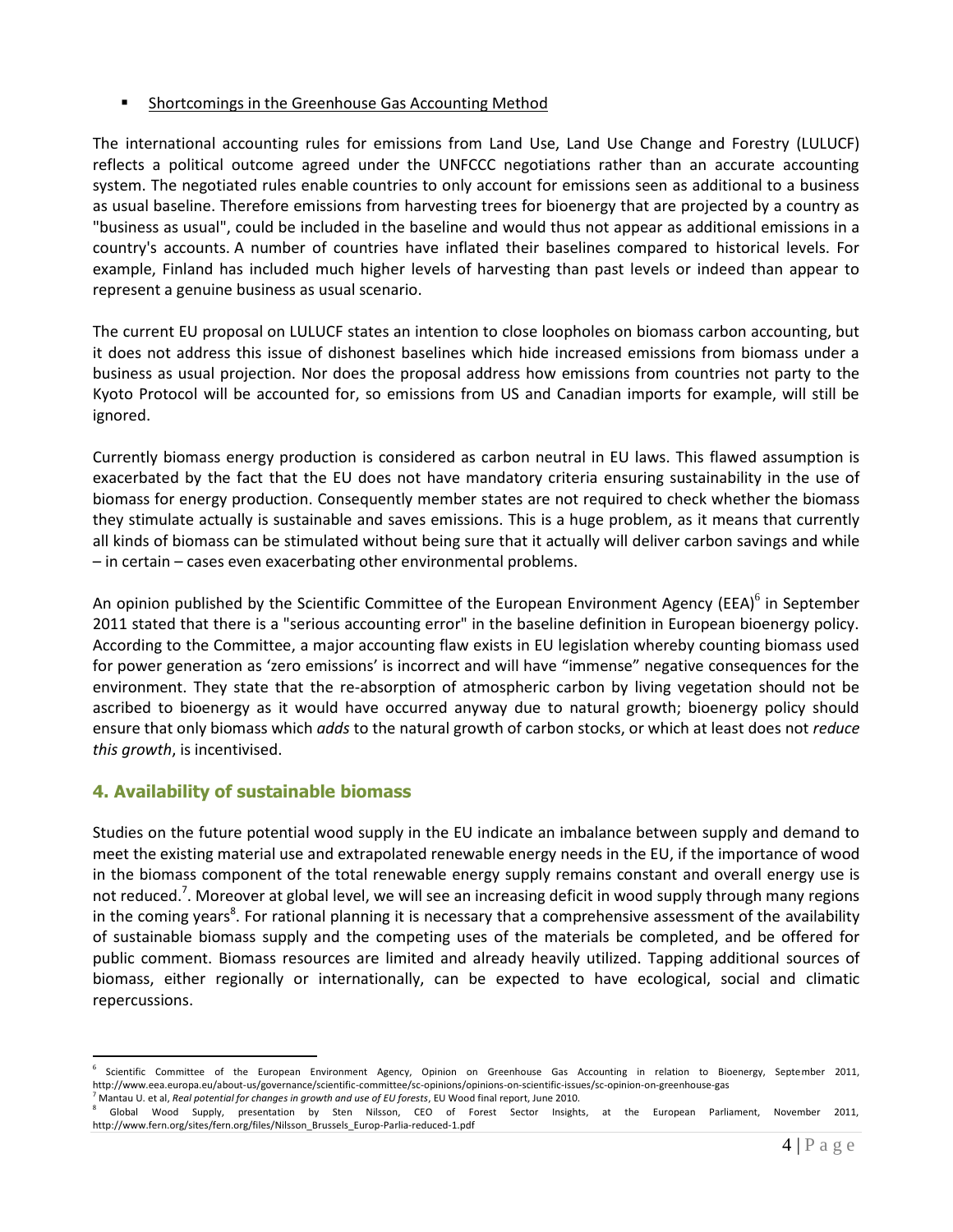- Shortcomings in the Greenhouse Gas Accounting Method

The international accounting rules for emissions from Land Use, Land Use Change and Forestry (LULUCF) reflects a political outcome agreed under the UNFCCC negotiations rather than an accurate accounting system. The negotiated rules enable countries to only account for emissions seen as additional to a business as usual baseline. Therefore emissions from harvesting trees for bioenergy that are projected by a country as "business as usual", could be included in the baseline and would thus not appear as additional emissions in a country's accounts. A number of countries have inflated their baselines compared to historical levels. For example, Finland has included much higher levels of harvesting than past levels or indeed than appear to represent a genuine business as usual scenario.

The current EU proposal on LULUCF states an intention to close loopholes on biomass carbon accounting, but it does not address this issue of dishonest baselines which hide increased emissions from biomass under a business as usual projection. Nor does the proposal address how emissions from countries not party to the Kyoto Protocol will be accounted for, so emissions from US and Canadian imports for example, will still be ignored.

Currently biomass energy production is considered as carbon neutral in EU laws. This flawed assumption is exacerbated by the fact that the EU does not have mandatory criteria ensuring sustainability in the use of biomass for energy production. Consequently member states are not required to check whether the biomass they stimulate actually is sustainable and saves emissions. This is a huge problem, as it means that currently all kinds of biomass can be stimulated without being sure that it actually will deliver carbon savings and while – in certain – cases even exacerbating other environmental problems.

An opinion published by the Scientific Committee of the European Environment Agency (EEA)[6] in September 2011 stated that there is a "serious accounting error" in the baseline definition in European bioenergy policy. According to the Committee, a major accounting flaw exists in EU legislation whereby counting biomass used for power generation as 'zero emissions' is incorrect and will have "immense" negative consequences for the environment. They state that the re-absorption of atmospheric carbon by living vegetation should not be ascribed to bioenergy as it would have occurred anyway due to natural growth; bioenergy policy should ensure that only biomass which *adds* to the natural growth of carbon stocks, or which at least does not *reduce this growth*, is incentivised.

## 4. Availability of sustainable biomass

Studies on the future potential wood supply in the EU indicate an imbalance between supply and demand to meet the existing material use and extrapolated renewable energy needs in the EU, if the importance of wood in the biomass component of the total renewable energy supply remains constant and overall energy use is not reduced.[7]. Moreover at global level, we will see an increasing deficit in wood supply through many regions in the coming years[8]. For rational planning it is necessary that a comprehensive assessment of the availability of sustainable biomass supply and the competing uses of the materials be completed, and be offered for public comment. Biomass resources are limited and already heavily utilized. Tapping additional sources of biomass, either regionally or internationally, can be expected to have ecological, social and climatic repercussions.

---

[6] Scientific Committee of the European Environment Agency, Opinion on Greenhouse Gas Accounting in relation to Bioenergy, September 2011, http://www.eea.europa.eu/about-us/governance/scientific-committee/sc-opinions/opinions-on-scientific-issues/sc-opinion-on-greenhouse-gas

[7] Mantau U. et al, *Real potential for changes in growth and use of EU forests*, EU Wood final report, June 2010.

[8] Global Wood Supply, presentation by Sten Nilsson, CEO of Forest Sector Insights, at the European Parliament, November 2011, http://www.fern.org/sites/fern.org/files/Nilsson_Brussels_Europ-Parlia-reduced-1.pdf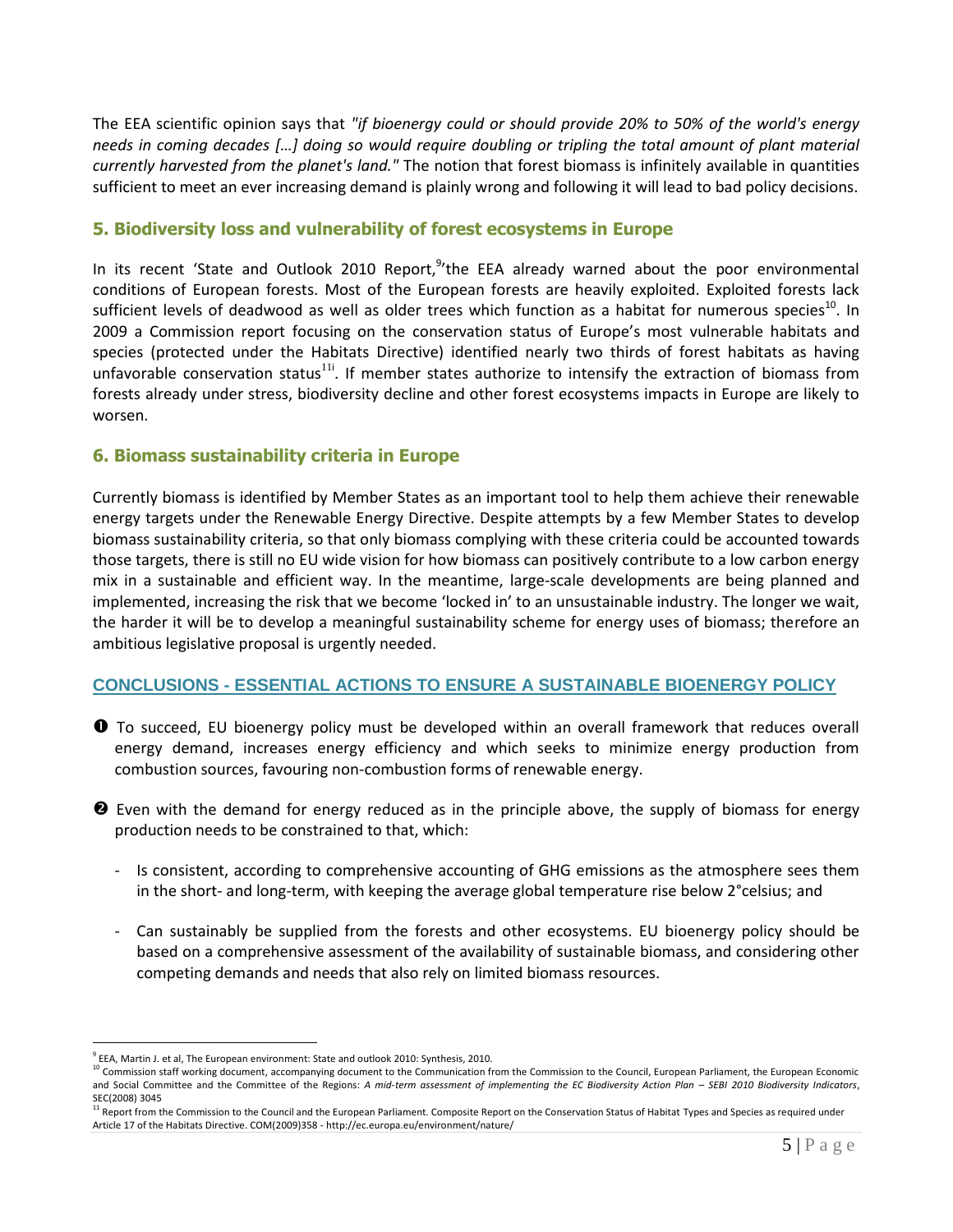The EEA scientific opinion says that *"if bioenergy could or should provide 20% to 50% of the world's energy needs in coming decades […] doing so would require doubling or tripling the total amount of plant material currently harvested from the planet's land."* The notion that forest biomass is infinitely available in quantities sufficient to meet an ever increasing demand is plainly wrong and following it will lead to bad policy decisions.

## 5. Biodiversity loss and vulnerability of forest ecosystems in Europe

In its recent 'State and Outlook 2010 Report,[9]'the EEA already warned about the poor environmental conditions of European forests. Most of the European forests are heavily exploited. Exploited forests lack sufficient levels of deadwood as well as older trees which function as a habitat for numerous species[10]. In 2009 a Commission report focusing on the conservation status of Europe's most vulnerable habitats and species (protected under the Habitats Directive) identified nearly two thirds of forest habitats as having unfavorable conservation status[11i]. If member states authorize to intensify the extraction of biomass from forests already under stress, biodiversity decline and other forest ecosystems impacts in Europe are likely to worsen.

## 6. Biomass sustainability criteria in Europe

Currently biomass is identified by Member States as an important tool to help them achieve their renewable energy targets under the Renewable Energy Directive. Despite attempts by a few Member States to develop biomass sustainability criteria, so that only biomass complying with these criteria could be accounted towards those targets, there is still no EU wide vision for how biomass can positively contribute to a low carbon energy mix in a sustainable and efficient way. In the meantime, large-scale developments are being planned and implemented, increasing the risk that we become 'locked in' to an unsustainable industry. The longer we wait, the harder it will be to develop a meaningful sustainability scheme for energy uses of biomass; therefore an ambitious legislative proposal is urgently needed.

## CONCLUSIONS - ESSENTIAL ACTIONS TO ENSURE A SUSTAINABLE BIOENERGY POLICY

❶ To succeed, EU bioenergy policy must be developed within an overall framework that reduces overall energy demand, increases energy efficiency and which seeks to minimize energy production from combustion sources, favouring non-combustion forms of renewable energy.

❷ Even with the demand for energy reduced as in the principle above, the supply of biomass for energy production needs to be constrained to that, which:

- Is consistent, according to comprehensive accounting of GHG emissions as the atmosphere sees them in the short- and long-term, with keeping the average global temperature rise below 2°celsius; and
- Can sustainably be supplied from the forests and other ecosystems. EU bioenergy policy should be based on a comprehensive assessment of the availability of sustainable biomass, and considering other competing demands and needs that also rely on limited biomass resources.

---

[9] EEA, Martin J. et al, The European environment: State and outlook 2010: Synthesis, 2010.

[10] Commission staff working document, accompanying document to the Communication from the Commission to the Council, European Parliament, the European Economic and Social Committee and the Committee of the Regions: *A mid-term assessment of implementing the EC Biodiversity Action Plan – SEBI 2010 Biodiversity Indicators*, SEC(2008) 3045

[11] Report from the Commission to the Council and the European Parliament. Composite Report on the Conservation Status of Habitat Types and Species as required under Article 17 of the Habitats Directive. COM(2009)358 - http://ec.europa.eu/environment/nature/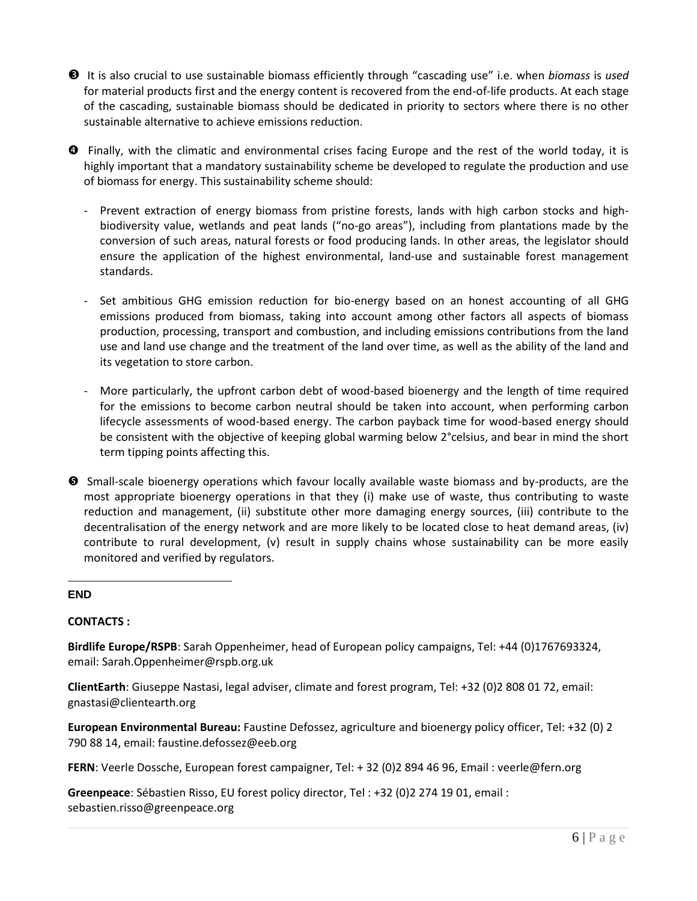❸ It is also crucial to use sustainable biomass efficiently through "cascading use" i.e. when *biomass* is *used* for material products first and the energy content is recovered from the end-of-life products. At each stage of the cascading, sustainable biomass should be dedicated in priority to sectors where there is no other sustainable alternative to achieve emissions reduction.

❹ Finally, with the climatic and environmental crises facing Europe and the rest of the world today, it is highly important that a mandatory sustainability scheme be developed to regulate the production and use of biomass for energy. This sustainability scheme should:

- Prevent extraction of energy biomass from pristine forests, lands with high carbon stocks and high-biodiversity value, wetlands and peat lands ("no-go areas"), including from plantations made by the conversion of such areas, natural forests or food producing lands. In other areas, the legislator should ensure the application of the highest environmental, land-use and sustainable forest management standards.
- Set ambitious GHG emission reduction for bio-energy based on an honest accounting of all GHG emissions produced from biomass, taking into account among other factors all aspects of biomass production, processing, transport and combustion, and including emissions contributions from the land use and land use change and the treatment of the land over time, as well as the ability of the land and its vegetation to store carbon.
- More particularly, the upfront carbon debt of wood-based bioenergy and the length of time required for the emissions to become carbon neutral should be taken into account, when performing carbon lifecycle assessments of wood-based energy. The carbon payback time for wood-based energy should be consistent with the objective of keeping global warming below 2°celsius, and bear in mind the short term tipping points affecting this.

❺ Small-scale bioenergy operations which favour locally available waste biomass and by-products, are the most appropriate bioenergy operations in that they (i) make use of waste, thus contributing to waste reduction and management, (ii) substitute other more damaging energy sources, (iii) contribute to the decentralisation of the energy network and are more likely to be located close to heat demand areas, (iv) contribute to rural development, (v) result in supply chains whose sustainability can be more easily monitored and verified by regulators.

---

**END**

**CONTACTS :**

**Birdlife Europe/RSPB**: Sarah Oppenheimer, head of European policy campaigns, Tel: +44 (0)1767693324, email: Sarah.Oppenheimer@rspb.org.uk

**ClientEarth**: Giuseppe Nastasi, legal adviser, climate and forest program, Tel: +32 (0)2 808 01 72, email: gnastasi@clientearth.org

**European Environmental Bureau:** Faustine Defossez, agriculture and bioenergy policy officer, Tel: +32 (0) 2 790 88 14, email: faustine.defossez@eeb.org

**FERN**: Veerle Dossche, European forest campaigner, Tel: + 32 (0)2 894 46 96, Email : veerle@fern.org

**Greenpeace**: Sébastien Risso, EU forest policy director, Tel : +32 (0)2 274 19 01, email : sebastien.risso@greenpeace.org